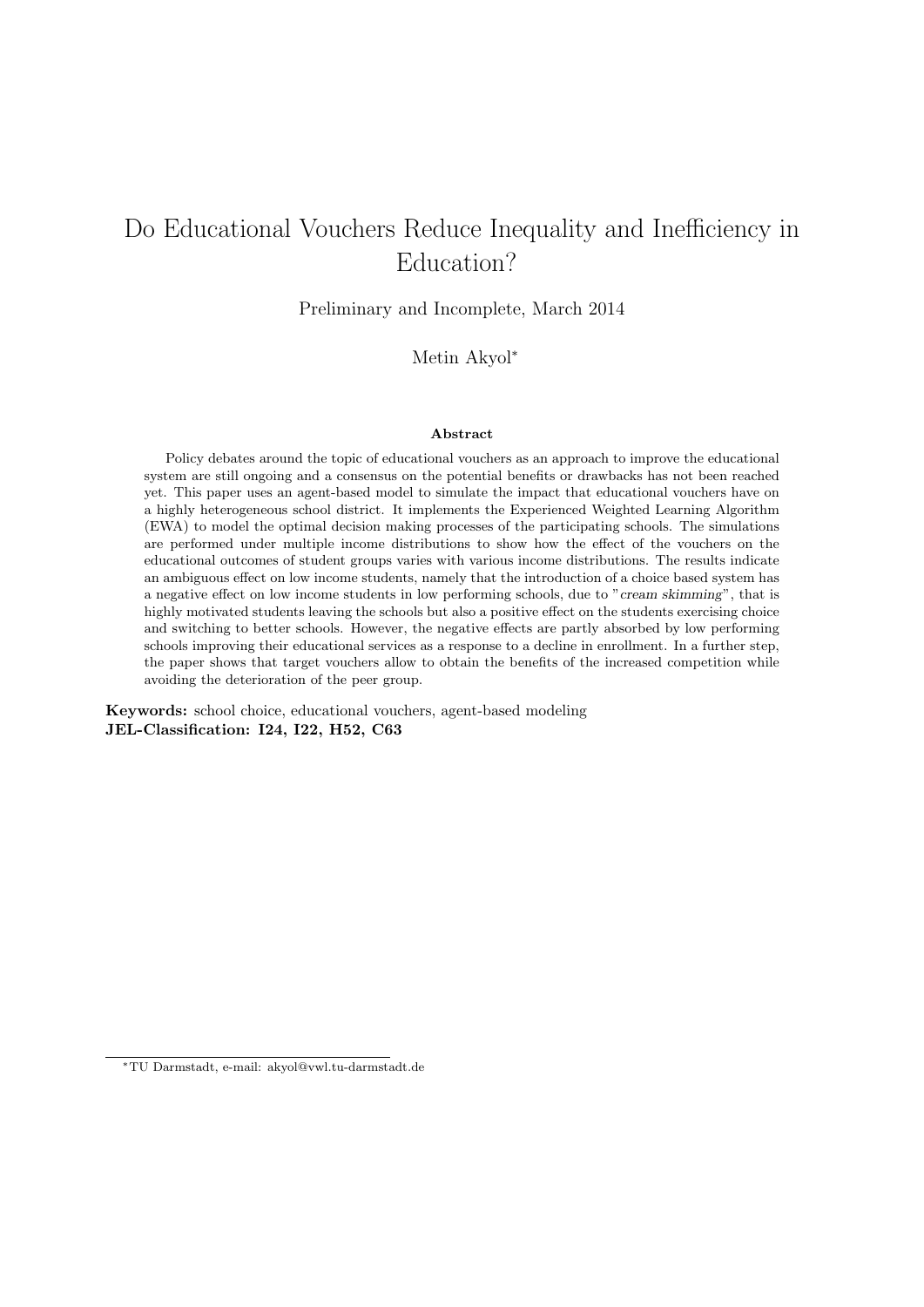# Do Educational Vouchers Reduce Inequality and Inefficiency in Education?

Preliminary and Incomplete, March 2014

Metin Akyol[*]

**Abstract**

Policy debates around the topic of educational vouchers as an approach to improve the educational system are still ongoing and a consensus on the potential benefits or drawbacks has not been reached yet. This paper uses an agent-based model to simulate the impact that educational vouchers have on a highly heterogeneous school district. It implements the Experienced Weighted Learning Algorithm (EWA) to model the optimal decision making processes of the participating schools. The simulations are performed under multiple income distributions to show how the effect of the vouchers on the educational outcomes of student groups varies with various income distributions. The results indicate an ambiguous effect on low income students, namely that the introduction of a choice based system has a negative effect on low income students in low performing schools, due to "*cream skimming*", that is highly motivated students leaving the schools but also a positive effect on the students exercising choice and switching to better schools. However, the negative effects are partly absorbed by low performing schools improving their educational services as a response to a decline in enrollment. In a further step, the paper shows that target vouchers allow to obtain the benefits of the increased competition while avoiding the deterioration of the peer group.

**Keywords:** school choice, educational vouchers, agent-based modeling
**JEL-Classification: I24, I22, H52, C63**

[*] TU Darmstadt, e-mail: akyol@vwl.tu-darmstadt.de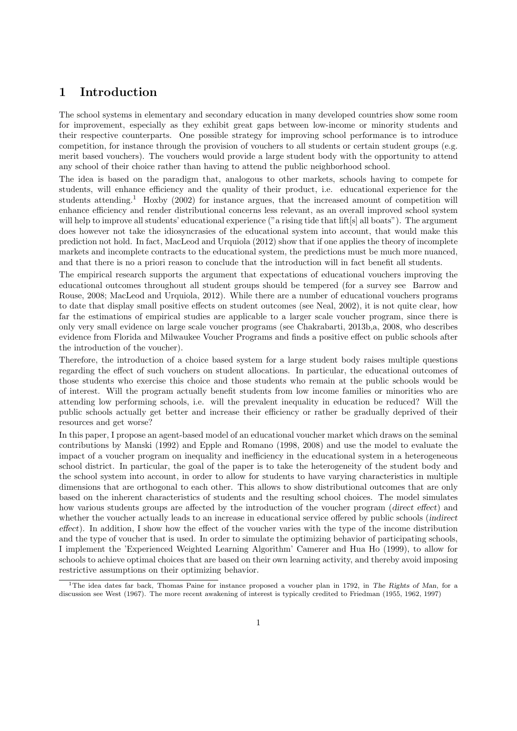# 1 Introduction

The school systems in elementary and secondary education in many developed countries show some room for improvement, especially as they exhibit great gaps between low-income or minority students and their respective counterparts. One possible strategy for improving school performance is to introduce competition, for instance through the provision of vouchers to all students or certain student groups (e.g. merit based vouchers). The vouchers would provide a large student body with the opportunity to attend any school of their choice rather than having to attend the public neighborhood school.

The idea is based on the paradigm that, analogous to other markets, schools having to compete for students, will enhance efficiency and the quality of their product, i.e. educational experience for the students attending.[1] Hoxby (2002) for instance argues, that the increased amount of competition will enhance efficiency and render distributional concerns less relevant, as an overall improved school system will help to improve all students' educational experience ("a rising tide that lift[s] all boats"). The argument does however not take the idiosyncrasies of the educational system into account, that would make this prediction not hold. In fact, MacLeod and Urquiola (2012) show that if one applies the theory of incomplete markets and incomplete contracts to the educational system, the predictions must be much more nuanced, and that there is no a priori reason to conclude that the introduction will in fact benefit all students.

The empirical research supports the argument that expectations of educational vouchers improving the educational outcomes throughout all student groups should be tempered (for a survey see Barrow and Rouse, 2008; MacLeod and Urquiola, 2012). While there are a number of educational vouchers programs to date that display small positive effects on student outcomes (see Neal, 2002), it is not quite clear, how far the estimations of empirical studies are applicable to a larger scale voucher program, since there is only very small evidence on large scale voucher programs (see Chakrabarti, 2013b,a, 2008, who describes evidence from Florida and Milwaukee Voucher Programs and finds a positive effect on public schools after the introduction of the voucher).

Therefore, the introduction of a choice based system for a large student body raises multiple questions regarding the effect of such vouchers on student allocations. In particular, the educational outcomes of those students who exercise this choice and those students who remain at the public schools would be of interest. Will the program actually benefit students from low income families or minorities who are attending low performing schools, i.e. will the prevalent inequality in education be reduced? Will the public schools actually get better and increase their efficiency or rather be gradually deprived of their resources and get worse?

In this paper, I propose an agent-based model of an educational voucher market which draws on the seminal contributions by Manski (1992) and Epple and Romano (1998, 2008) and use the model to evaluate the impact of a voucher program on inequality and inefficiency in the educational system in a heterogeneous school district. In particular, the goal of the paper is to take the heterogeneity of the student body and the school system into account, in order to allow for students to have varying characteristics in multiple dimensions that are orthogonal to each other. This allows to show distributional outcomes that are only based on the inherent characteristics of students and the resulting school choices. The model simulates how various students groups are affected by the introduction of the voucher program (*direct effect*) and whether the voucher actually leads to an increase in educational service offered by public schools (*indirect effect*). In addition, I show how the effect of the voucher varies with the type of the income distribution and the type of voucher that is used. In order to simulate the optimizing behavior of participating schools, I implement the 'Experienced Weighted Learning Algorithm' Camerer and Hua Ho (1999), to allow for schools to achieve optimal choices that are based on their own learning activity, and thereby avoid imposing restrictive assumptions on their optimizing behavior.

[1] The idea dates far back, Thomas Paine for instance proposed a voucher plan in 1792, in *The Rights of Man*, for a discussion see West (1967). The more recent awakening of interest is typically credited to Friedman (1955, 1962, 1997)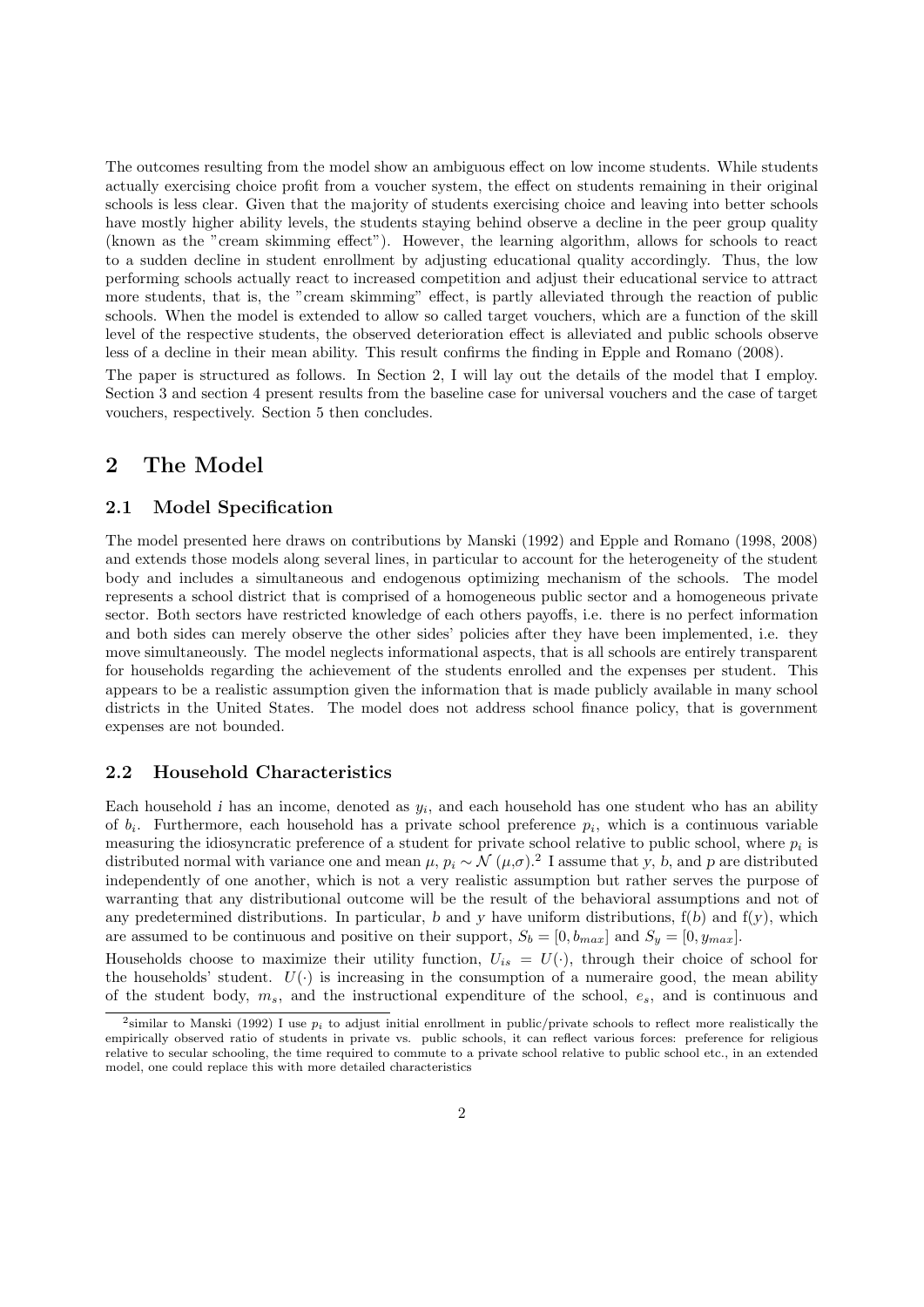The outcomes resulting from the model show an ambiguous effect on low income students. While students actually exercising choice profit from a voucher system, the effect on students remaining in their original schools is less clear. Given that the majority of students exercising choice and leaving into better schools have mostly higher ability levels, the students staying behind observe a decline in the peer group quality (known as the "cream skimming effect"). However, the learning algorithm, allows for schools to react to a sudden decline in student enrollment by adjusting educational quality accordingly. Thus, the low performing schools actually react to increased competition and adjust their educational service to attract more students, that is, the "cream skimming" effect, is partly alleviated through the reaction of public schools. When the model is extended to allow so called target vouchers, which are a function of the skill level of the respective students, the observed deterioration effect is alleviated and public schools observe less of a decline in their mean ability. This result confirms the finding in Epple and Romano (2008).

The paper is structured as follows. In Section 2, I will lay out the details of the model that I employ. Section 3 and section 4 present results from the baseline case for universal vouchers and the case of target vouchers, respectively. Section 5 then concludes.

# 2 The Model

## 2.1 Model Specification

The model presented here draws on contributions by Manski (1992) and Epple and Romano (1998, 2008) and extends those models along several lines, in particular to account for the heterogeneity of the student body and includes a simultaneous and endogenous optimizing mechanism of the schools. The model represents a school district that is comprised of a homogeneous public sector and a homogeneous private sector. Both sectors have restricted knowledge of each others payoffs, i.e. there is no perfect information and both sides can merely observe the other sides' policies after they have been implemented, i.e. they move simultaneously. The model neglects informational aspects, that is all schools are entirely transparent for households regarding the achievement of the students enrolled and the expenses per student. This appears to be a realistic assumption given the information that is made publicly available in many school districts in the United States. The model does not address school finance policy, that is government expenses are not bounded.

## 2.2 Household Characteristics

Each household $i$ has an income, denoted as $y_i$, and each household has one student who has an ability of $b_i$. Furthermore, each household has a private school preference $p_i$, which is a continuous variable measuring the idiosyncratic preference of a student for private school relative to public school, where $p_i$ is distributed normal with variance one and mean $\mu$, $p_i \sim \mathcal{N}(\mu,\sigma)$.[2] I assume that $y$, $b$, and $p$ are distributed independently of one another, which is not a very realistic assumption but rather serves the purpose of warranting that any distributional outcome will be the result of the behavioral assumptions and not of any predetermined distributions. In particular, $b$ and $y$ have uniform distributions, f($b$) and f($y$), which are assumed to be continuous and positive on their support, $S_b = [0, b_{max}]$ and $S_y = [0, y_{max}]$.

Households choose to maximize their utility function, $U_{is} = U(\cdot)$, through their choice of school for the households' student. $U(\cdot)$ is increasing in the consumption of a numeraire good, the mean ability of the student body, $m_s$, and the instructional expenditure of the school, $e_s$, and is continuous and

[2] similar to Manski (1992) I use $p_i$ to adjust initial enrollment in public/private schools to reflect more realistically the empirically observed ratio of students in private vs. public schools, it can reflect various forces: preference for religious relative to secular schooling, the time required to commute to a private school relative to public school etc., in an extended model, one could replace this with more detailed characteristics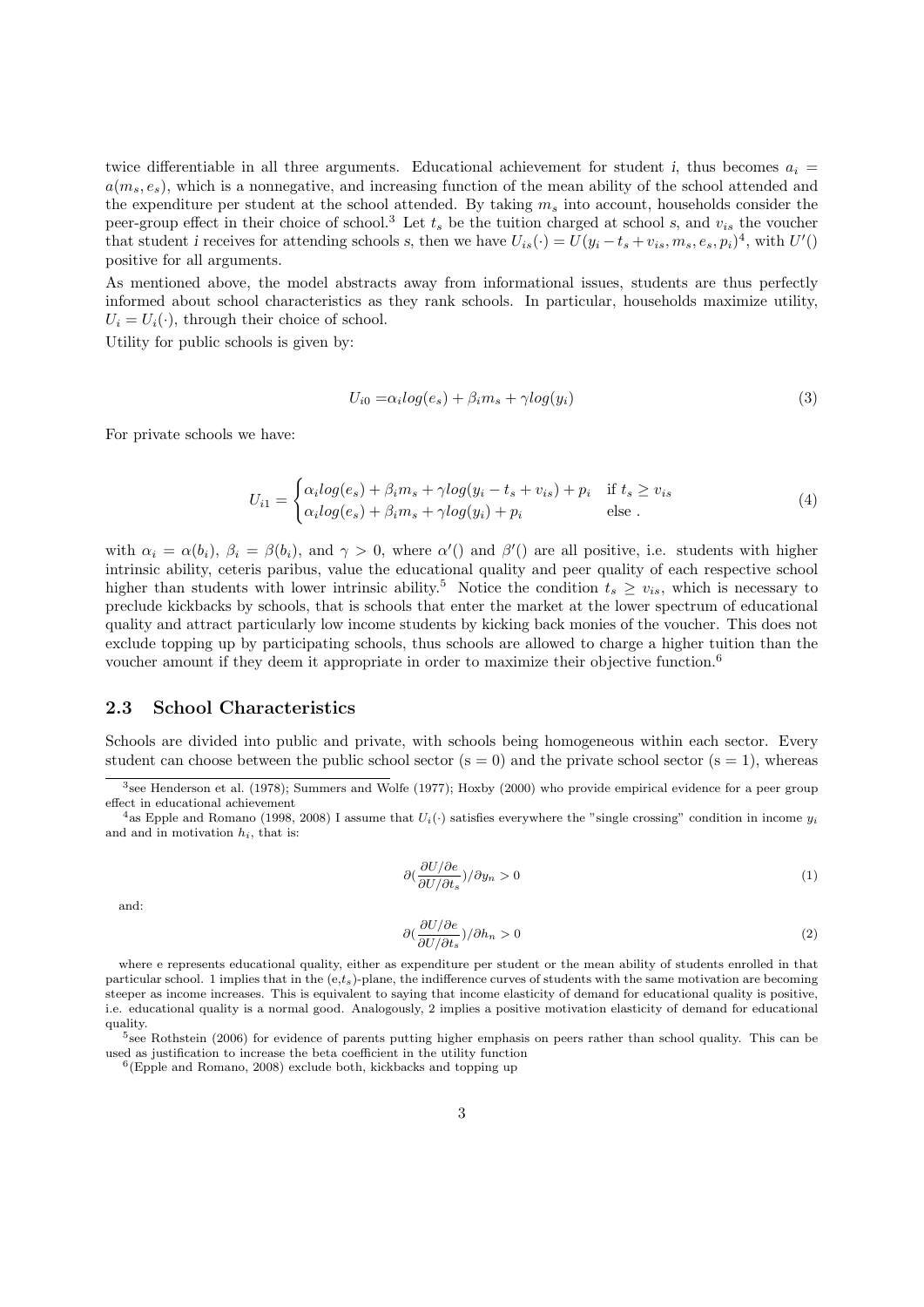twice differentiable in all three arguments. Educational achievement for student $i$, thus becomes $a_i = a(m_s, e_s)$, which is a nonnegative, and increasing function of the mean ability of the school attended and the expenditure per student at the school attended. By taking $m_s$ into account, households consider the peer-group effect in their choice of school.[3] Let $t_s$ be the tuition charged at school $s$, and $v_{is}$ the voucher that student $i$ receives for attending schools $s$, then we have $U_{is}(\cdot) = U(y_i - t_s + v_{is}, m_s, e_s, p_i)$[4], with $U'()$ positive for all arguments.

As mentioned above, the model abstracts away from informational issues, students are thus perfectly informed about school characteristics as they rank schools. In particular, households maximize utility, $U_i = U_i(\cdot)$, through their choice of school.

Utility for public schools is given by:

$$U_{i0} = \alpha_i log(e_s) + \beta_i m_s + \gamma log(y_i) \tag{3}$$

For private schools we have:

$$U_{i1} = \begin{cases} \alpha_i log(e_s) + \beta_i m_s + \gamma log(y_i - t_s + v_{is}) + p_i & \text{if } t_s \geq v_{is} \\ \alpha_i log(e_s) + \beta_i m_s + \gamma log(y_i) + p_i & \text{else .} \end{cases} \tag{4}$$

with $\alpha_i = \alpha(b_i)$, $\beta_i = \beta(b_i)$, and $\gamma > 0$, where $\alpha'()$ and $\beta'()$ are all positive, i.e. students with higher intrinsic ability, ceteris paribus, value the educational quality and peer quality of each respective school higher than students with lower intrinsic ability.[5] Notice the condition $t_s \geq v_{is}$, which is necessary to preclude kickbacks by schools, that is schools that enter the market at the lower spectrum of educational quality and attract particularly low income students by kicking back monies of the voucher. This does not exclude topping up by participating schools, thus schools are allowed to charge a higher tuition than the voucher amount if they deem it appropriate in order to maximize their objective function.[6]

### 2.3 School Characteristics

Schools are divided into public and private, with schools being homogeneous within each sector. Every student can choose between the public school sector (s = 0) and the private school sector (s = 1), whereas

---

[3] see Henderson et al. (1978); Summers and Wolfe (1977); Hoxby (2000) who provide empirical evidence for a peer group effect in educational achievement

[4] as Epple and Romano (1998, 2008) I assume that $U_i(\cdot)$ satisfies everywhere the "single crossing" condition in income $y_i$ and and in motivation $h_i$, that is:

$$\partial(\frac{\partial U/\partial e}{\partial U/\partial t_s})/\partial y_n > 0 \tag{1}$$

and:

$$\partial(\frac{\partial U/\partial e}{\partial U/\partial t_s})/\partial h_n > 0 \tag{2}$$

where e represents educational quality, either as expenditure per student or the mean ability of students enrolled in that particular school. 1 implies that in the (e,$t_s$)-plane, the indifference curves of students with the same motivation are becoming steeper as income increases. This is equivalent to saying that income elasticity of demand for educational quality is positive, i.e. educational quality is a normal good. Analogously, 2 implies a positive motivation elasticity of demand for educational quality.

[5] see Rothstein (2006) for evidence of parents putting higher emphasis on peers rather than school quality. This can be used as justification to increase the beta coefficient in the utility function

[6] (Epple and Romano, 2008) exclude both, kickbacks and topping up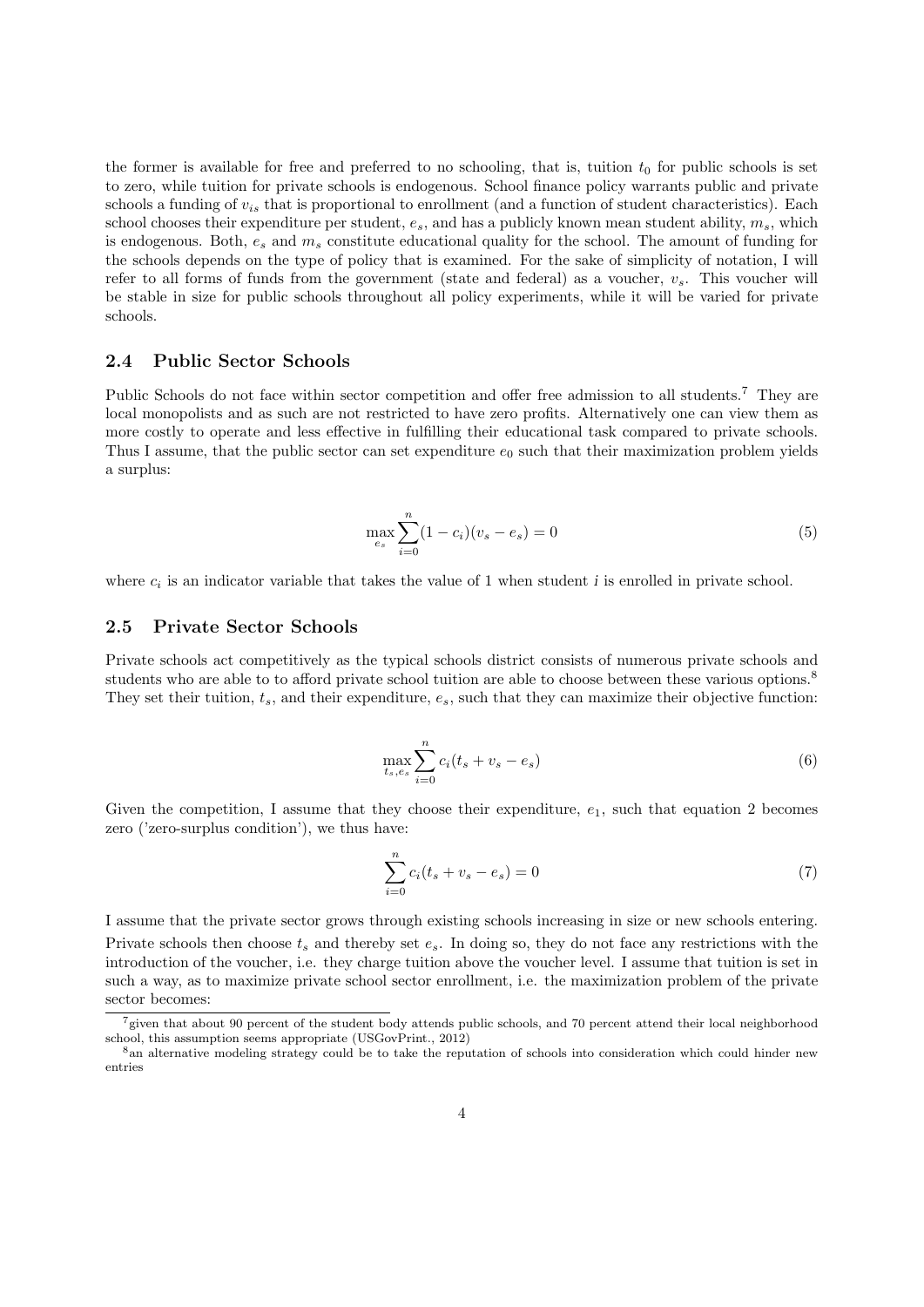the former is available for free and preferred to no schooling, that is, tuition $t_0$ for public schools is set to zero, while tuition for private schools is endogenous. School finance policy warrants public and private schools a funding of $v_{is}$ that is proportional to enrollment (and a function of student characteristics). Each school chooses their expenditure per student, $e_s$, and has a publicly known mean student ability, $m_s$, which is endogenous. Both, $e_s$ and $m_s$ constitute educational quality for the school. The amount of funding for the schools depends on the type of policy that is examined. For the sake of simplicity of notation, I will refer to all forms of funds from the government (state and federal) as a voucher, $v_s$. This voucher will be stable in size for public schools throughout all policy experiments, while it will be varied for private schools.

## 2.4 Public Sector Schools

Public Schools do not face within sector competition and offer free admission to all students.[7] They are local monopolists and as such are not restricted to have zero profits. Alternatively one can view them as more costly to operate and less effective in fulfilling their educational task compared to private schools. Thus I assume, that the public sector can set expenditure $e_0$ such that their maximization problem yields a surplus:

$$\max_{e_s} \sum_{i=0}^{n} (1 - c_i)(v_s - e_s) = 0 \tag{5}$$

where $c_i$ is an indicator variable that takes the value of 1 when student $i$ is enrolled in private school.

## 2.5 Private Sector Schools

Private schools act competitively as the typical schools district consists of numerous private schools and students who are able to to afford private school tuition are able to choose between these various options.[8] They set their tuition, $t_s$, and their expenditure, $e_s$, such that they can maximize their objective function:

$$\max_{t_s, e_s} \sum_{i=0}^{n} c_i (t_s + v_s - e_s) \tag{6}$$

Given the competition, I assume that they choose their expenditure, $e_1$, such that equation 2 becomes zero ('zero-surplus condition'), we thus have:

$$\sum_{i=0}^{n} c_i (t_s + v_s - e_s) = 0 \tag{7}$$

I assume that the private sector grows through existing schools increasing in size or new schools entering. Private schools then choose $t_s$ and thereby set $e_s$. In doing so, they do not face any restrictions with the introduction of the voucher, i.e. they charge tuition above the voucher level. I assume that tuition is set in such a way, as to maximize private school sector enrollment, i.e. the maximization problem of the private sector becomes:

---

[7] given that about 90 percent of the student body attends public schools, and 70 percent attend their local neighborhood school, this assumption seems appropriate (USGovPrint., 2012)

[8] an alternative modeling strategy could be to take the reputation of schools into consideration which could hinder new entries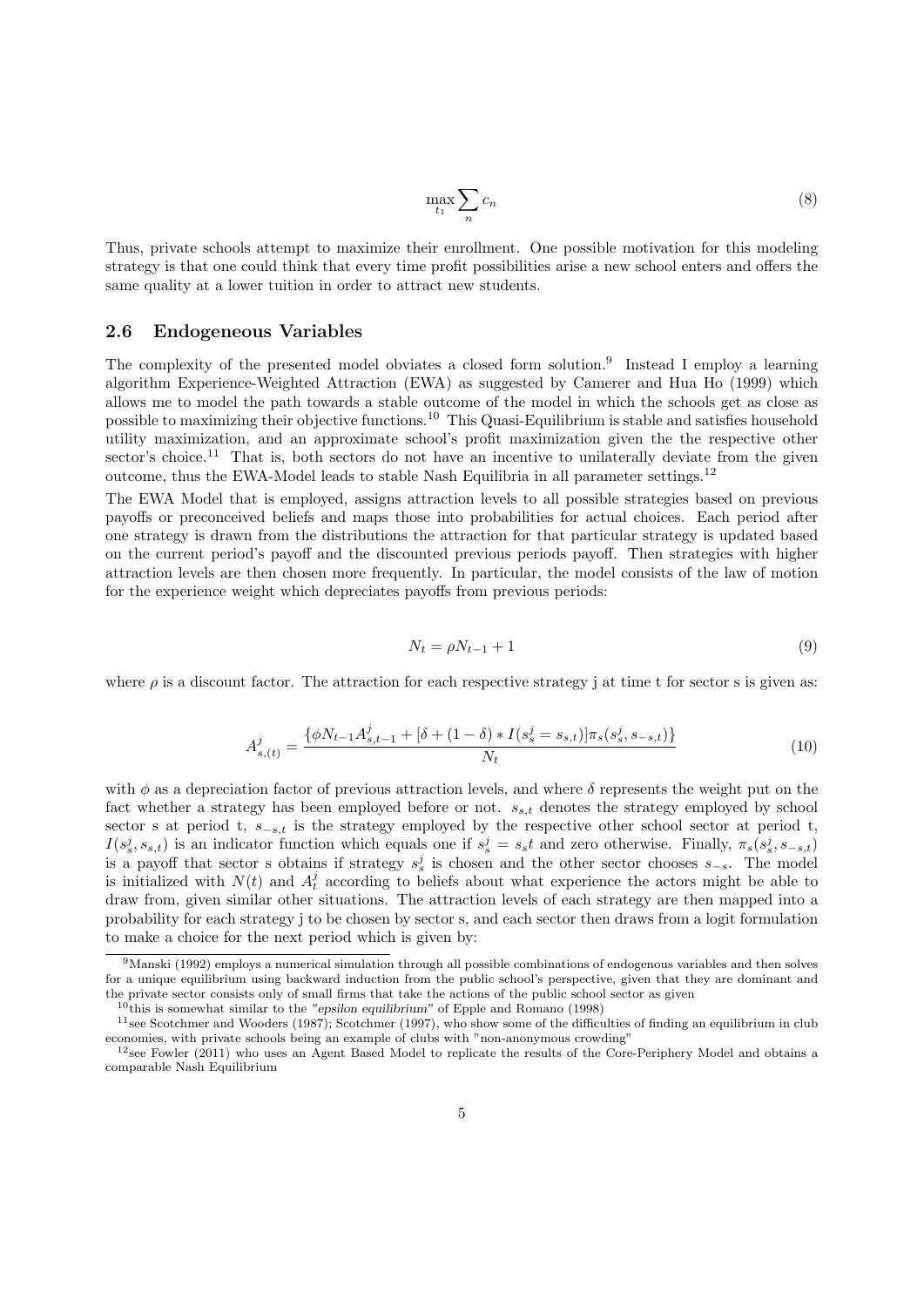$$\max_{t_1} \sum_n c_n \tag{8}$$

Thus, private schools attempt to maximize their enrollment. One possible motivation for this modeling strategy is that one could think that every time profit possibilities arise a new school enters and offers the same quality at a lower tuition in order to attract new students.

### 2.6 Endogeneous Variables

The complexity of the presented model obviates a closed form solution.[9] Instead I employ a learning algorithm Experience-Weighted Attraction (EWA) as suggested by Camerer and Hua Ho (1999) which allows me to model the path towards a stable outcome of the model in which the schools get as close as possible to maximizing their objective functions.[10] This Quasi-Equilibrium is stable and satisfies household utility maximization, and an approximate school's profit maximization given the the respective other sector's choice.[11] That is, both sectors do not have an incentive to unilaterally deviate from the given outcome, thus the EWA-Model leads to stable Nash Equilibria in all parameter settings.[12]

The EWA Model that is employed, assigns attraction levels to all possible strategies based on previous payoffs or preconceived beliefs and maps those into probabilities for actual choices. Each period after one strategy is drawn from the distributions the attraction for that particular strategy is updated based on the current period's payoff and the discounted previous periods payoff. Then strategies with higher attraction levels are then chosen more frequently. In particular, the model consists of the law of motion for the experience weight which depreciates payoffs from previous periods:

$$N_t = \rho N_{t-1} + 1 \tag{9}$$

where $\rho$ is a discount factor. The attraction for each respective strategy j at time t for sector s is given as:

$$A^j_{s,(t)} = \frac{\{\phi N_{t-1} A^j_{s,t-1} + [\delta + (1-\delta) * I(s^j_s = s_{s,t})]\pi_s(s^j_s, s_{-s,t})\}}{N_t} \tag{10}$$

with $\phi$ as a depreciation factor of previous attraction levels, and where $\delta$ represents the weight put on the fact whether a strategy has been employed before or not. $s_{s,t}$ denotes the strategy employed by school sector s at period t, $s_{-s,t}$ is the strategy employed by the respective other school sector at period t, $I(s^j_s, s_{s,t})$ is an indicator function which equals one if $s^j_s = s_s t$ and zero otherwise. Finally, $\pi_s(s^j_s, s_{-s,t})$ is a payoff that sector s obtains if strategy $s^j_s$ is chosen and the other sector chooses $s_{-s}$. The model is initialized with $N(t)$ and $A^j_t$ according to beliefs about what experience the actors might be able to draw from, given similar other situations. The attraction levels of each strategy are then mapped into a probability for each strategy j to be chosen by sector s, and each sector then draws from a logit formulation to make a choice for the next period which is given by:

---

[9] Manski (1992) employs a numerical simulation through all possible combinations of endogenous variables and then solves for a unique equilibrium using backward induction from the public school's perspective, given that they are dominant and the private sector consists only of small firms that take the actions of the public school sector as given

[10] this is somewhat similar to the *"epsilon equilibrium"* of Epple and Romano (1998)

[11] see Scotchmer and Wooders (1987); Scotchmer (1997), who show some of the difficulties of finding an equilibrium in club economies, with private schools being an example of clubs with "non-anonymous crowding"

[12] see Fowler (2011) who uses an Agent Based Model to replicate the results of the Core-Periphery Model and obtains a comparable Nash Equilibrium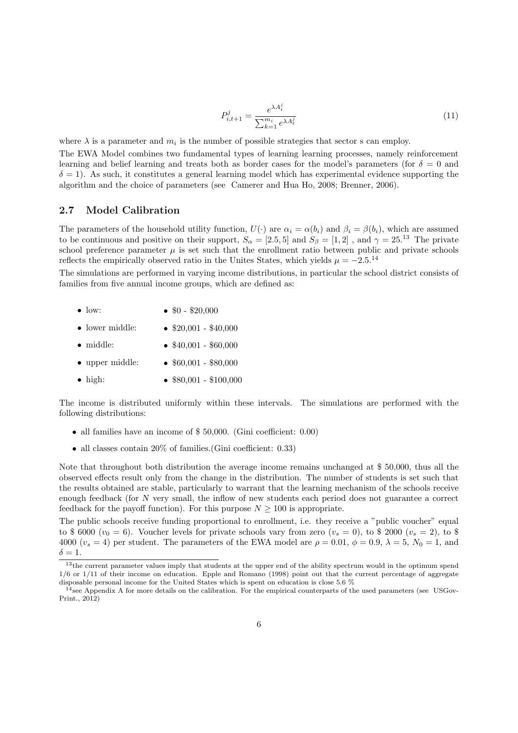$$P_{i,t+1}^j = \frac{e^{\lambda A_t^j}}{\sum_{k=1}^{m_i} e^{\lambda A_t^j}} \tag{11}$$

where $\lambda$ is a parameter and $m_i$ is the number of possible strategies that sector s can employ.

The EWA Model combines two fundamental types of learning learning processes, namely reinforcement learning and belief learning and treats both as border cases for the model's parameters (for $\delta = 0$ and $\delta = 1$). As such, it constitutes a general learning model which has experimental evidence supporting the algorithm and the choice of parameters (see Camerer and Hua Ho, 2008; Brenner, 2006).

## 2.7 Model Calibration

The parameters of the household utility function, $U(\cdot)$ are $\alpha_i = \alpha(b_i)$ and $\beta_i = \beta(b_i)$, which are assumed to be continuous and positive on their support, $S_\alpha = [2.5, 5]$ and $S_\beta = [1, 2]$ , and $\gamma = 25$.[13] The private school preference parameter $\mu$ is set such that the enrollment ratio between public and private schools reflects the empirically observed ratio in the Unites States, which yields $\mu = -2.5$.[14]

The simulations are performed in varying income distributions, in particular the school district consists of families from five annual income groups, which are defined as:

- low: — $0 - $20,000
- lower middle: — $20,001 - $40,000
- middle: — $40,001 - $60,000
- upper middle: — $60,001 - $80,000
- high: — $80,001 - $100,000

The income is distributed uniformly within these intervals. The simulations are performed with the following distributions:

- all families have an income of $ 50,000. (Gini coefficient: 0.00)
- all classes contain 20% of families.(Gini coefficient: 0.33)

Note that throughout both distribution the average income remains unchanged at $ 50,000, thus all the observed effects result only from the change in the distribution. The number of students is set such that the results obtained are stable, particularly to warrant that the learning mechanism of the schools receive enough feedback (for $N$ very small, the inflow of new students each period does not guarantee a correct feedback for the payoff function). For this purpose $N \geq 100$ is appropriate.

The public schools receive funding proportional to enrollment, i.e. they receive a "public voucher" equal to $ 6000 ($v_0 = 6$). Voucher levels for private schools vary from zero ($v_s = 0$), to $ 2000 ($v_s = 2$), to $ 4000 ($v_s = 4$) per student. The parameters of the EWA model are $\rho = 0.01$, $\phi = 0.9$, $\lambda = 5$, $N_0 = 1$, and $\delta = 1$.

---

[13] the current parameter values imply that students at the upper end of the ability spectrum would in the optimum spend 1/6 or 1/11 of their income on education. Epple and Romano (1998) point out that the current percentage of aggregate disposable personal income for the United States which is spent on education is close 5.6 %

[14] see Appendix A for more details on the calibration. For the empirical counterparts of the used parameters (see USGov-Print., 2012)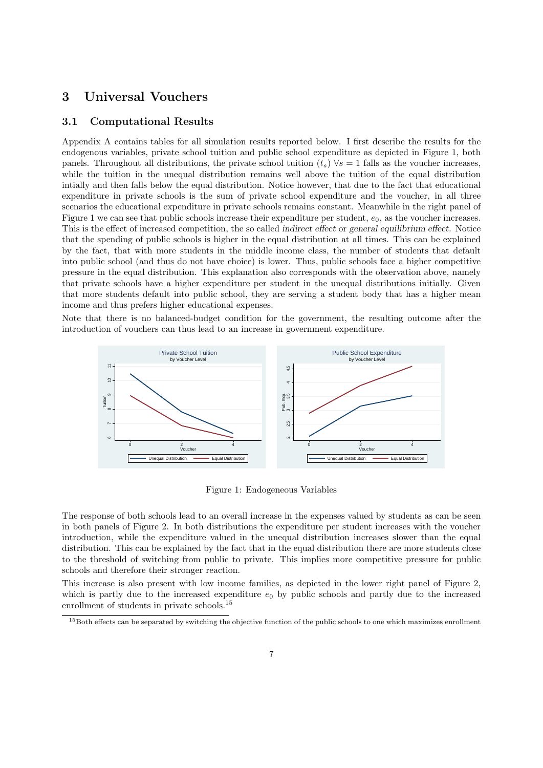# 3 Universal Vouchers

## 3.1 Computational Results

Appendix A contains tables for all simulation results reported below. I first describe the results for the endogenous variables, private school tuition and public school expenditure as depicted in Figure 1, both panels. Throughout all distributions, the private school tuition $(t_s)$ $\forall s = 1$ falls as the voucher increases, while the tuition in the unequal distribution remains well above the tuition of the equal distribution intially and then falls below the equal distribution. Notice however, that due to the fact that educational expenditure in private schools is the sum of private school expenditure and the voucher, in all three scenarios the educational expenditure in private schools remains constant. Meanwhile in the right panel of Figure 1 we can see that public schools increase their expenditure per student, $e_0$, as the voucher increases. This is the effect of increased competition, the so called *indirect effect* or *general equilibrium effect*. Notice that the spending of public schools is higher in the equal distribution at all times. This can be explained by the fact, that with more students in the middle income class, the number of students that default into public school (and thus do not have choice) is lower. Thus, public schools face a higher competitive pressure in the equal distribution. This explanation also corresponds with the observation above, namely that private schools have a higher expenditure per student in the unequal distributions initially. Given that more students default into public school, they are serving a student body that has a higher mean income and thus prefers higher educational expenses.

Note that there is no balanced-budget condition for the government, the resulting outcome after the introduction of vouchers can thus lead to an increase in government expenditure.

Figure 1: Endogeneous Variables

The response of both schools lead to an overall increase in the expenses valued by students as can be seen in both panels of Figure 2. In both distributions the expenditure per student increases with the voucher introduction, while the expenditure valued in the unequal distribution increases slower than the equal distribution. This can be explained by the fact that in the equal distribution there are more students close to the threshold of switching from public to private. This implies more competitive pressure for public schools and therefore their stronger reaction.

This increase is also present with low income families, as depicted in the lower right panel of Figure 2, which is partly due to the increased expenditure $e_0$ by public schools and partly due to the increased enrollment of students in private schools.[15]

[15] Both effects can be separated by switching the objective function of the public schools to one which maximizes enrollment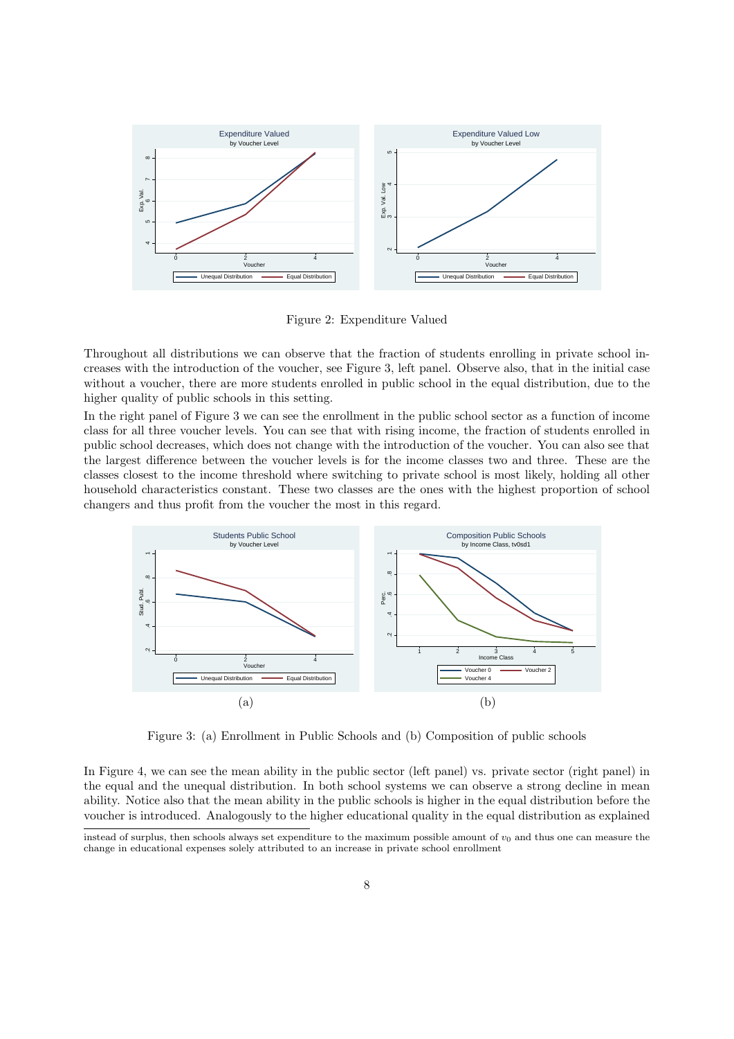Figure 2: Expenditure Valued

Throughout all distributions we can observe that the fraction of students enrolling in private school increases with the introduction of the voucher, see Figure 3, left panel. Observe also, that in the initial case without a voucher, there are more students enrolled in public school in the equal distribution, due to the higher quality of public schools in this setting.

In the right panel of Figure 3 we can see the enrollment in the public school sector as a function of income class for all three voucher levels. You can see that with rising income, the fraction of students enrolled in public school decreases, which does not change with the introduction of the voucher. You can also see that the largest difference between the voucher levels is for the income classes two and three. These are the classes closest to the income threshold where switching to private school is most likely, holding all other household characteristics constant. These two classes are the ones with the highest proportion of school changers and thus profit from the voucher the most in this regard.

(a) (b)

Figure 3: (a) Enrollment in Public Schools and (b) Composition of public schools

In Figure 4, we can see the mean ability in the public sector (left panel) vs. private sector (right panel) in the equal and the unequal distribution. In both school systems we can observe a strong decline in mean ability. Notice also that the mean ability in the public schools is higher in the equal distribution before the voucher is introduced. Analogously to the higher educational quality in the equal distribution as explained

instead of surplus, then schools always set expenditure to the maximum possible amount of $v_0$ and thus one can measure the change in educational expenses solely attributed to an increase in private school enrollment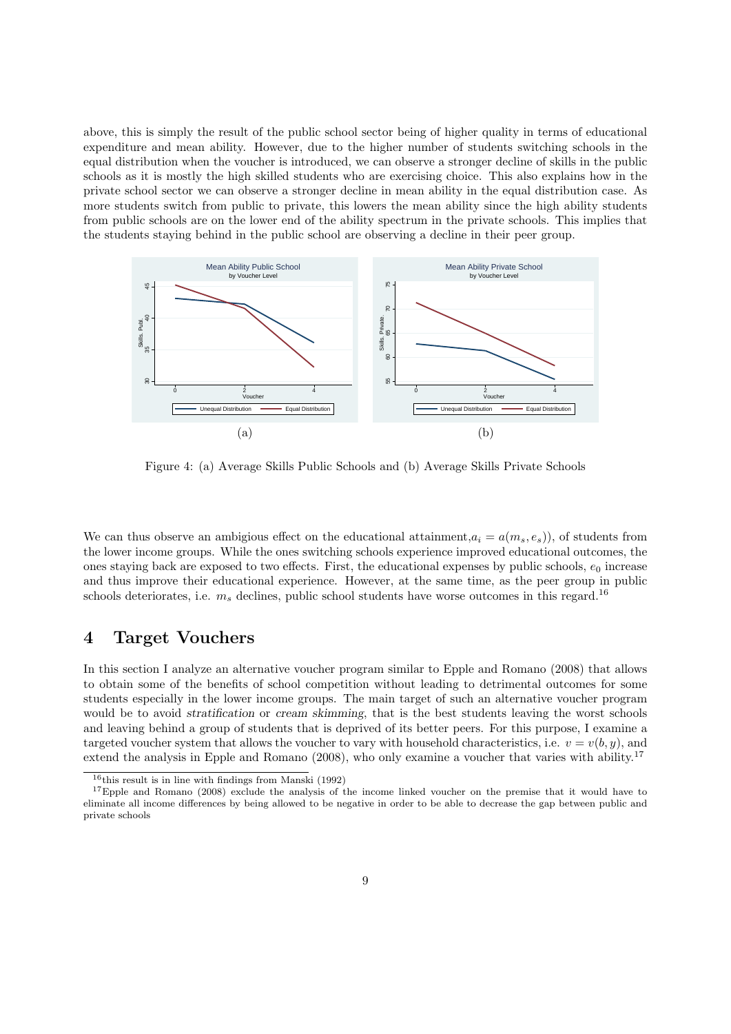above, this is simply the result of the public school sector being of higher quality in terms of educational expenditure and mean ability. However, due to the higher number of students switching schools in the equal distribution when the voucher is introduced, we can observe a stronger decline of skills in the public schools as it is mostly the high skilled students who are exercising choice. This also explains how in the private school sector we can observe a stronger decline in mean ability in the equal distribution case. As more students switch from public to private, this lowers the mean ability since the high ability students from public schools are on the lower end of the ability spectrum in the private schools. This implies that the students staying behind in the public school are observing a decline in their peer group.

(a)

(b)

Figure 4: (a) Average Skills Public Schools and (b) Average Skills Private Schools

We can thus observe an ambigious effect on the educational attainment, $a_i = a(m_s, e_s)$), of students from the lower income groups. While the ones switching schools experience improved educational outcomes, the ones staying back are exposed to two effects. First, the educational expenses by public schools, $e_0$ increase and thus improve their educational experience. However, at the same time, as the peer group in public schools deteriorates, i.e. $m_s$ declines, public school students have worse outcomes in this regard.[16]

# 4 Target Vouchers

In this section I analyze an alternative voucher program similar to Epple and Romano (2008) that allows to obtain some of the benefits of school competition without leading to detrimental outcomes for some students especially in the lower income groups. The main target of such an alternative voucher program would be to avoid *stratification* or *cream skimming*, that is the best students leaving the worst schools and leaving behind a group of students that is deprived of its better peers. For this purpose, I examine a targeted voucher system that allows the voucher to vary with household characteristics, i.e. $v = v(b, y)$, and extend the analysis in Epple and Romano (2008), who only examine a voucher that varies with ability.[17]

[16] this result is in line with findings from Manski (1992)

[17] Epple and Romano (2008) exclude the analysis of the income linked voucher on the premise that it would have to eliminate all income differences by being allowed to be negative in order to be able to decrease the gap between public and private schools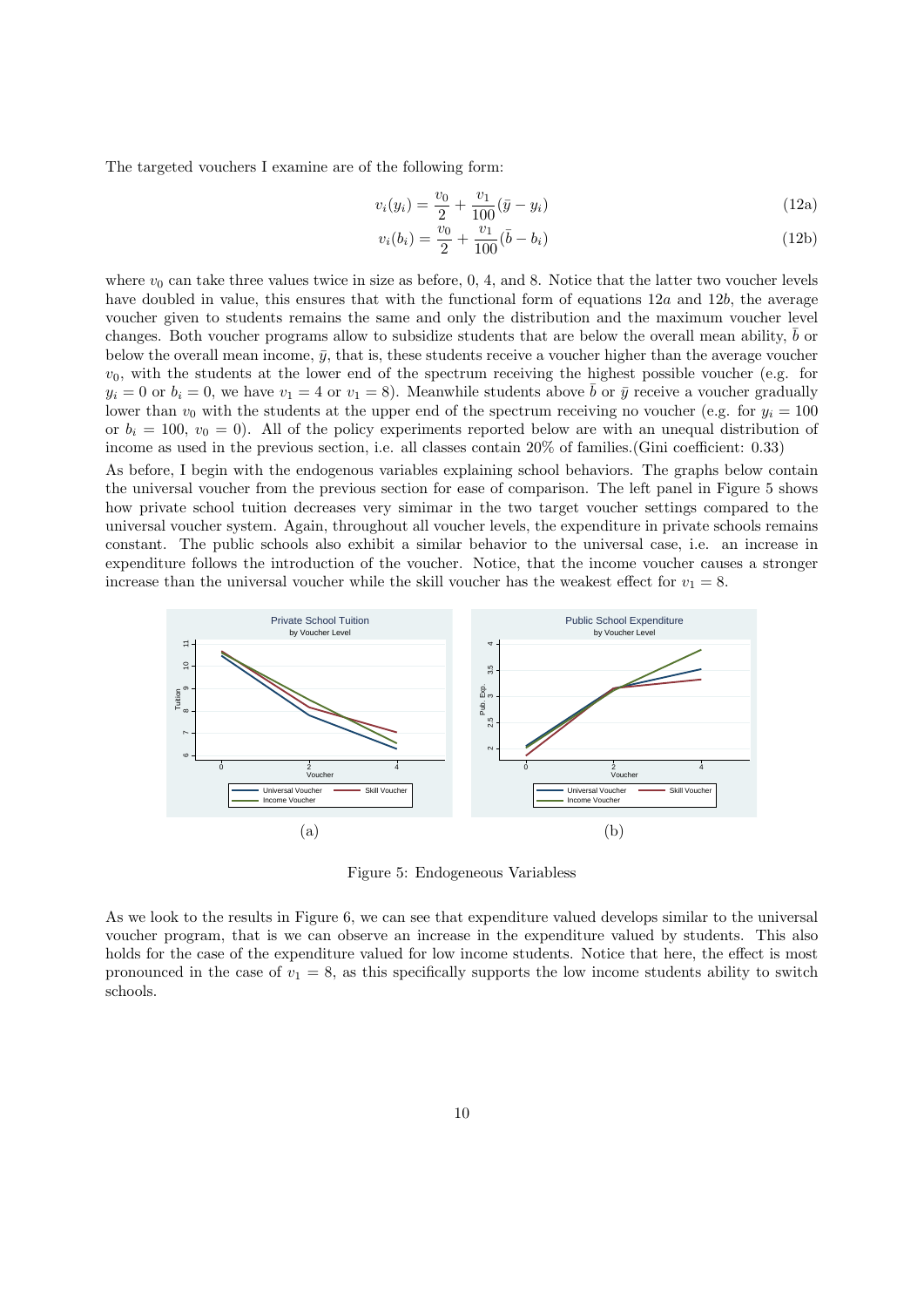The targeted vouchers I examine are of the following form:

$$v_i(y_i) = \frac{v_0}{2} + \frac{v_1}{100}(\bar{y} - y_i) \tag{12a}$$

$$v_i(b_i) = \frac{v_0}{2} + \frac{v_1}{100}(\bar{b} - b_i) \tag{12b}$$

where $v_0$ can take three values twice in size as before, 0, 4, and 8. Notice that the latter two voucher levels have doubled in value, this ensures that with the functional form of equations $12a$ and $12b$, the average voucher given to students remains the same and only the distribution and the maximum voucher level changes. Both voucher programs allow to subsidize students that are below the overall mean ability, $\bar{b}$ or below the overall mean income, $\bar{y}$, that is, these students receive a voucher higher than the average voucher $v_0$, with the students at the lower end of the spectrum receiving the highest possible voucher (e.g. for $y_i = 0$ or $b_i = 0$, we have $v_1 = 4$ or $v_1 = 8$). Meanwhile students above $\bar{b}$ or $\bar{y}$ receive a voucher gradually lower than $v_0$ with the students at the upper end of the spectrum receiving no voucher (e.g. for $y_i = 100$ or $b_i = 100$, $v_0 = 0$). All of the policy experiments reported below are with an unequal distribution of income as used in the previous section, i.e. all classes contain 20% of families.(Gini coefficient: 0.33)

As before, I begin with the endogenous variables explaining school behaviors. The graphs below contain the universal voucher from the previous section for ease of comparison. The left panel in Figure 5 shows how private school tuition decreases very simimar in the two target voucher settings compared to the universal voucher system. Again, throughout all voucher levels, the expenditure in private schools remains constant. The public schools also exhibit a similar behavior to the universal case, i.e. an increase in expenditure follows the introduction of the voucher. Notice, that the income voucher causes a stronger increase than the universal voucher while the skill voucher has the weakest effect for $v_1 = 8$.

(a) (b)

Figure 5: Endogeneous Variabless

As we look to the results in Figure 6, we can see that expenditure valued develops similar to the universal voucher program, that is we can observe an increase in the expenditure valued by students. This also holds for the case of the expenditure valued for low income students. Notice that here, the effect is most pronounced in the case of $v_1 = 8$, as this specifically supports the low income students ability to switch schools.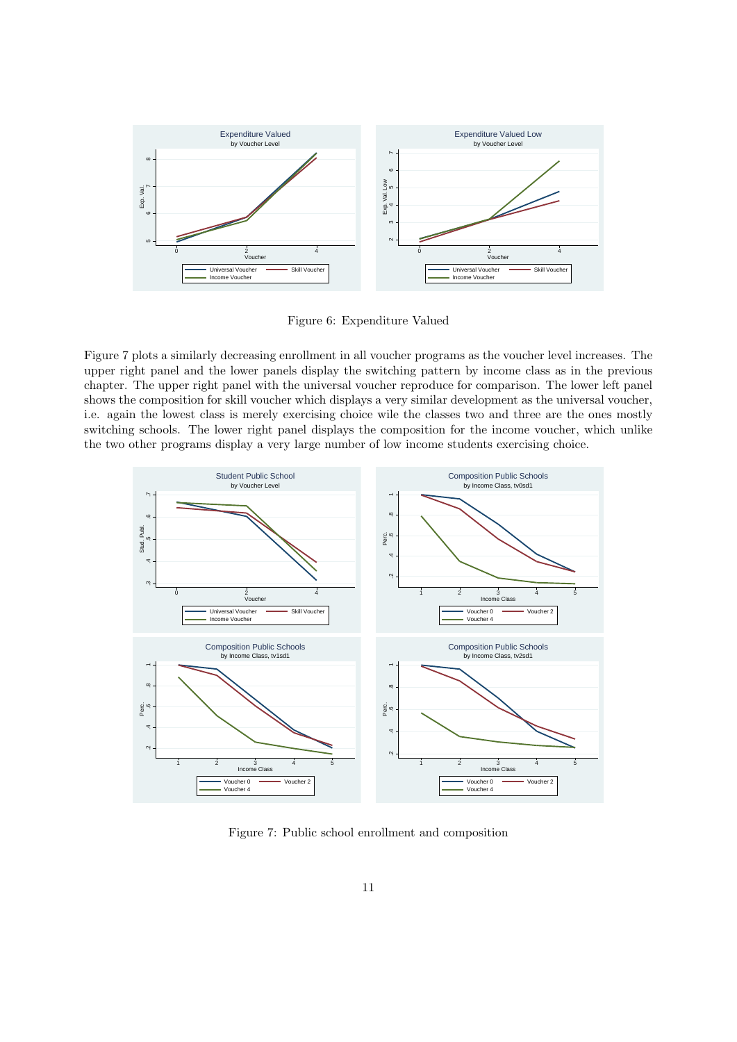Figure 6: Expenditure Valued

Figure 7 plots a similarly decreasing enrollment in all voucher programs as the voucher level increases. The upper right panel and the lower panels display the switching pattern by income class as in the previous chapter. The upper right panel with the universal voucher reproduce for comparison. The lower left panel shows the composition for skill voucher which displays a very similar development as the universal voucher, i.e. again the lowest class is merely exercising choice wile the classes two and three are the ones mostly switching schools. The lower right panel displays the composition for the income voucher, which unlike the two other programs display a very large number of low income students exercising choice.

Figure 7: Public school enrollment and composition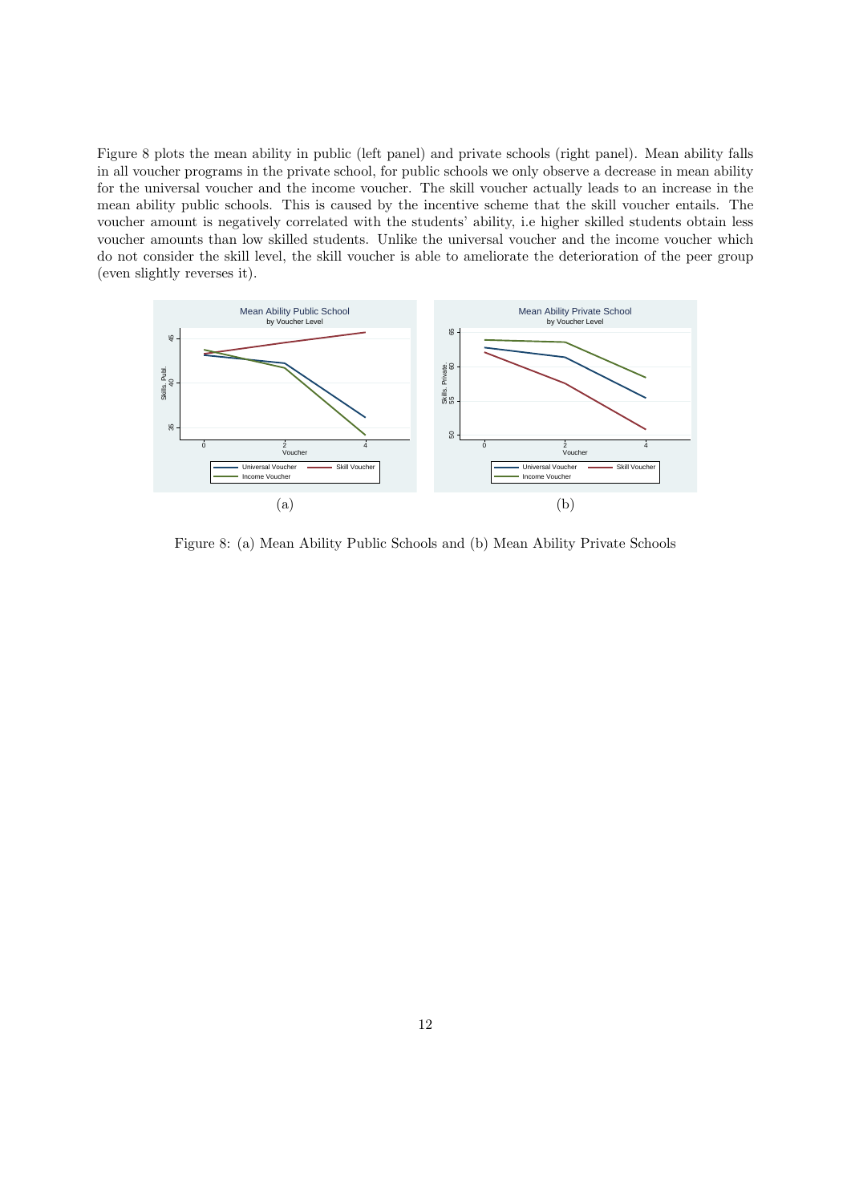Figure 8 plots the mean ability in public (left panel) and private schools (right panel). Mean ability falls in all voucher programs in the private school, for public schools we only observe a decrease in mean ability for the universal voucher and the income voucher. The skill voucher actually leads to an increase in the mean ability public schools. This is caused by the incentive scheme that the skill voucher entails. The voucher amount is negatively correlated with the students' ability, i.e higher skilled students obtain less voucher amounts than low skilled students. Unlike the universal voucher and the income voucher which do not consider the skill level, the skill voucher is able to ameliorate the deterioration of the peer group (even slightly reverses it).

(a)

(b)

Figure 8: (a) Mean Ability Public Schools and (b) Mean Ability Private Schools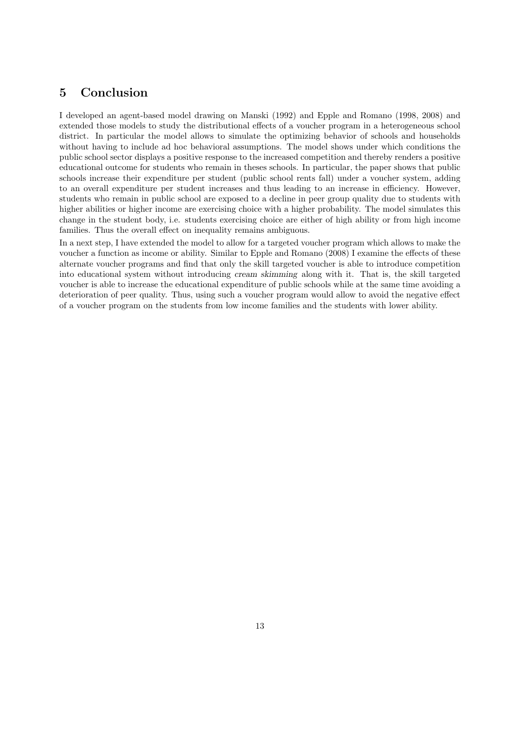## 5 Conclusion

I developed an agent-based model drawing on Manski (1992) and Epple and Romano (1998, 2008) and extended those models to study the distributional effects of a voucher program in a heterogeneous school district. In particular the model allows to simulate the optimizing behavior of schools and households without having to include ad hoc behavioral assumptions. The model shows under which conditions the public school sector displays a positive response to the increased competition and thereby renders a positive educational outcome for students who remain in theses schools. In particular, the paper shows that public schools increase their expenditure per student (public school rents fall) under a voucher system, adding to an overall expenditure per student increases and thus leading to an increase in efficiency. However, students who remain in public school are exposed to a decline in peer group quality due to students with higher abilities or higher income are exercising choice with a higher probability. The model simulates this change in the student body, i.e. students exercising choice are either of high ability or from high income families. Thus the overall effect on inequality remains ambiguous.

In a next step, I have extended the model to allow for a targeted voucher program which allows to make the voucher a function as income or ability. Similar to Epple and Romano (2008) I examine the effects of these alternate voucher programs and find that only the skill targeted voucher is able to introduce competition into educational system without introducing *cream skimming* along with it. That is, the skill targeted voucher is able to increase the educational expenditure of public schools while at the same time avoiding a deterioration of peer quality. Thus, using such a voucher program would allow to avoid the negative effect of a voucher program on the students from low income families and the students with lower ability.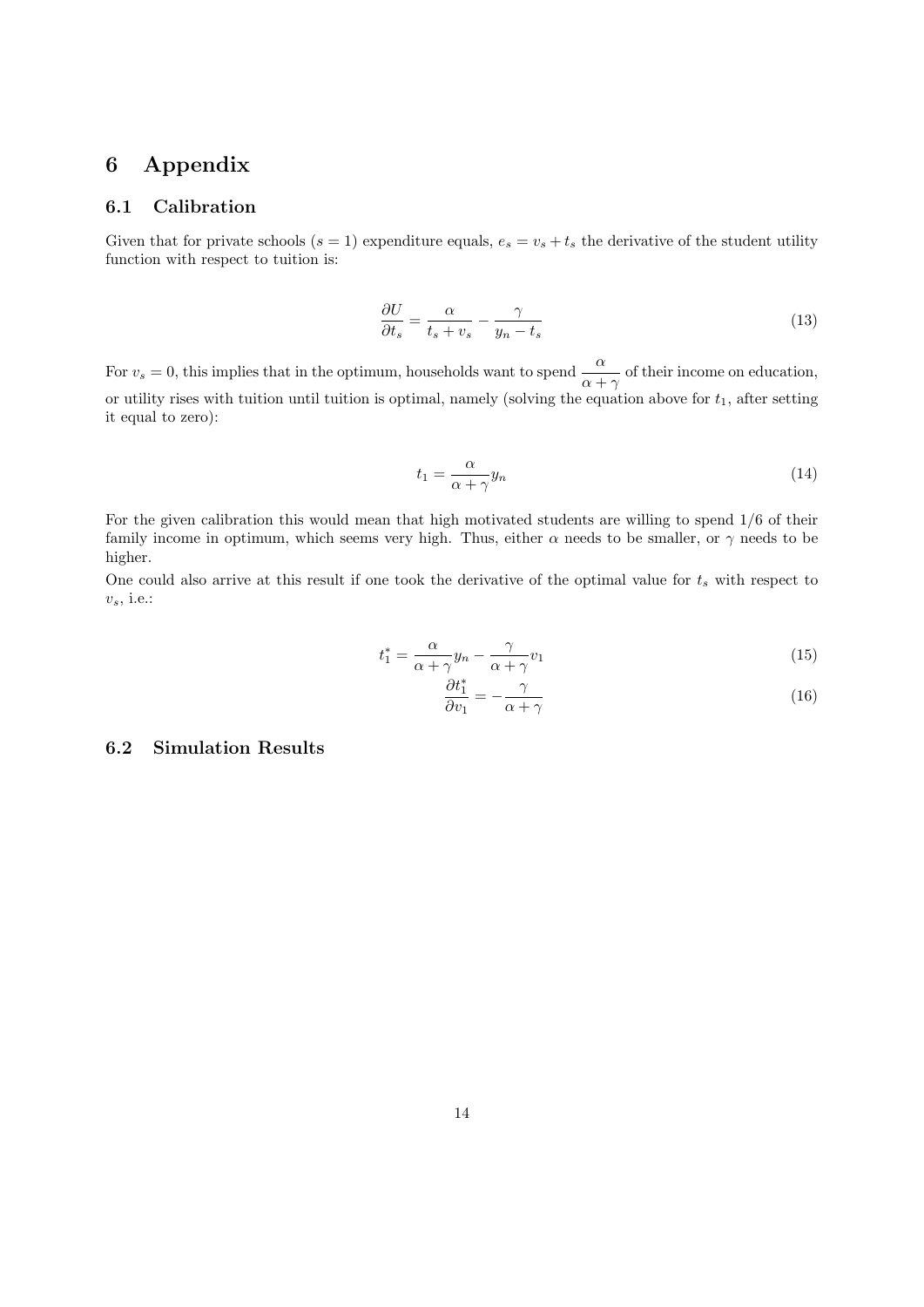# 6 Appendix

## 6.1 Calibration

Given that for private schools ($s = 1$) expenditure equals, $e_s = v_s + t_s$ the derivative of the student utility function with respect to tuition is:

$$\frac{\partial U}{\partial t_s} = \frac{\alpha}{t_s + v_s} - \frac{\gamma}{y_n - t_s} \tag{13}$$

For $v_s = 0$, this implies that in the optimum, households want to spend $\frac{\alpha}{\alpha + \gamma}$ of their income on education, or utility rises with tuition until tuition is optimal, namely (solving the equation above for $t_1$, after setting it equal to zero):

$$t_1 = \frac{\alpha}{\alpha + \gamma} y_n \tag{14}$$

For the given calibration this would mean that high motivated students are willing to spend 1/6 of their family income in optimum, which seems very high. Thus, either $\alpha$ needs to be smaller, or $\gamma$ needs to be higher.

One could also arrive at this result if one took the derivative of the optimal value for $t_s$ with respect to $v_s$, i.e.:

$$t_1^* = \frac{\alpha}{\alpha + \gamma} y_n - \frac{\gamma}{\alpha + \gamma} v_1 \tag{15}$$

$$\frac{\partial t_1^*}{\partial v_1} = -\frac{\gamma}{\alpha + \gamma} \tag{16}$$

## 6.2 Simulation Results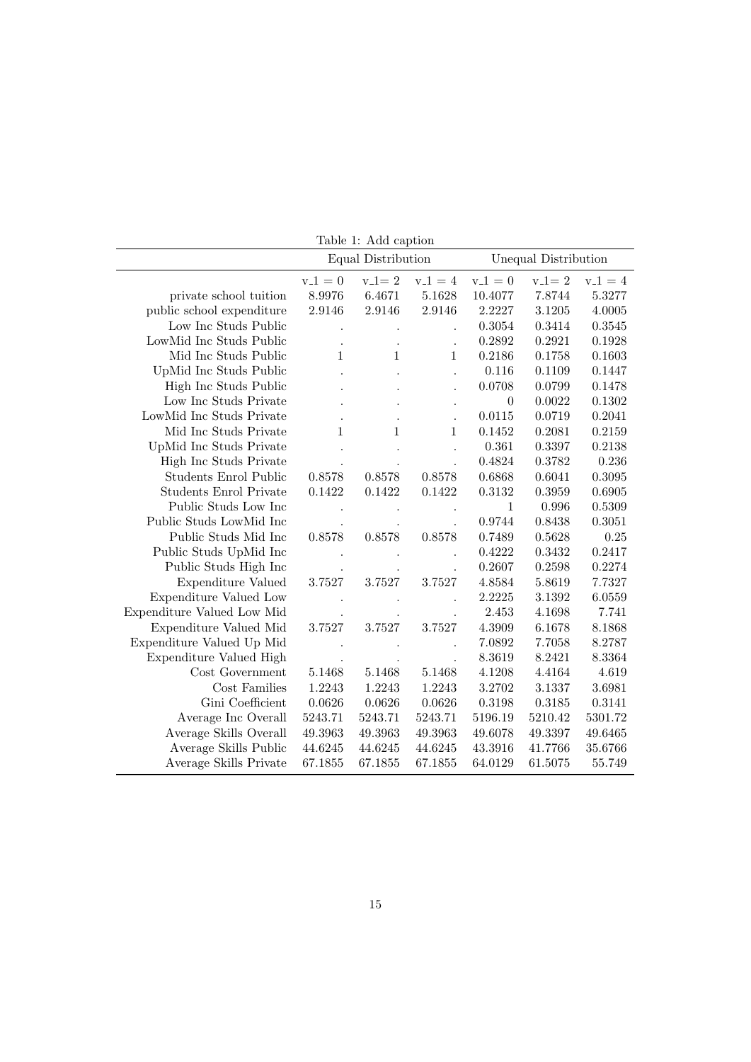Table 1: Add caption

| | Equal Distribution | | | Unequal Distribution | | |
|---|---|---|---|---|---|---|
| | v_1 = 0 | v_1= 2 | v_1 = 4 | v_1 = 0 | v_1= 2 | v_1 = 4 |
| private school tuition | 8.9976 | 6.4671 | 5.1628 | 10.4077 | 7.8744 | 5.3277 |
| public school expenditure | 2.9146 | 2.9146 | 2.9146 | 2.2227 | 3.1205 | 4.0005 |
| Low Inc Studs Public | . | . | . | 0.3054 | 0.3414 | 0.3545 |
| LowMid Inc Studs Public | . | . | . | 0.2892 | 0.2921 | 0.1928 |
| Mid Inc Studs Public | 1 | 1 | 1 | 0.2186 | 0.1758 | 0.1603 |
| UpMid Inc Studs Public | . | . | . | 0.116 | 0.1109 | 0.1447 |
| High Inc Studs Public | . | . | . | 0.0708 | 0.0799 | 0.1478 |
| Low Inc Studs Private | . | . | . | 0 | 0.0022 | 0.1302 |
| LowMid Inc Studs Private | . | . | . | 0.0115 | 0.0719 | 0.2041 |
| Mid Inc Studs Private | 1 | 1 | 1 | 0.1452 | 0.2081 | 0.2159 |
| UpMid Inc Studs Private | . | . | . | 0.361 | 0.3397 | 0.2138 |
| High Inc Studs Private | . | . | . | 0.4824 | 0.3782 | 0.236 |
| Students Enrol Public | 0.8578 | 0.8578 | 0.8578 | 0.6868 | 0.6041 | 0.3095 |
| Students Enrol Private | 0.1422 | 0.1422 | 0.1422 | 0.3132 | 0.3959 | 0.6905 |
| Public Studs Low Inc | . | . | . | 1 | 0.996 | 0.5309 |
| Public Studs LowMid Inc | . | . | . | 0.9744 | 0.8438 | 0.3051 |
| Public Studs Mid Inc | 0.8578 | 0.8578 | 0.8578 | 0.7489 | 0.5628 | 0.25 |
| Public Studs UpMid Inc | . | . | . | 0.4222 | 0.3432 | 0.2417 |
| Public Studs High Inc | . | . | . | 0.2607 | 0.2598 | 0.2274 |
| Expenditure Valued | 3.7527 | 3.7527 | 3.7527 | 4.8584 | 5.8619 | 7.7327 |
| Expenditure Valued Low | . | . | . | 2.2225 | 3.1392 | 6.0559 |
| Expenditure Valued Low Mid | . | . | . | 2.453 | 4.1698 | 7.741 |
| Expenditure Valued Mid | 3.7527 | 3.7527 | 3.7527 | 4.3909 | 6.1678 | 8.1868 |
| Expenditure Valued Up Mid | . | . | . | 7.0892 | 7.7058 | 8.2787 |
| Expenditure Valued High | . | . | . | 8.3619 | 8.2421 | 8.3364 |
| Cost Government | 5.1468 | 5.1468 | 5.1468 | 4.1208 | 4.4164 | 4.619 |
| Cost Families | 1.2243 | 1.2243 | 1.2243 | 3.2702 | 3.1337 | 3.6981 |
| Gini Coefficient | 0.0626 | 0.0626 | 0.0626 | 0.3198 | 0.3185 | 0.3141 |
| Average Inc Overall | 5243.71 | 5243.71 | 5243.71 | 5196.19 | 5210.42 | 5301.72 |
| Average Skills Overall | 49.3963 | 49.3963 | 49.3963 | 49.6078 | 49.3397 | 49.6465 |
| Average Skills Public | 44.6245 | 44.6245 | 44.6245 | 43.3916 | 41.7766 | 35.6766 |
| Average Skills Private | 67.1855 | 67.1855 | 67.1855 | 64.0129 | 61.5075 | 55.749 |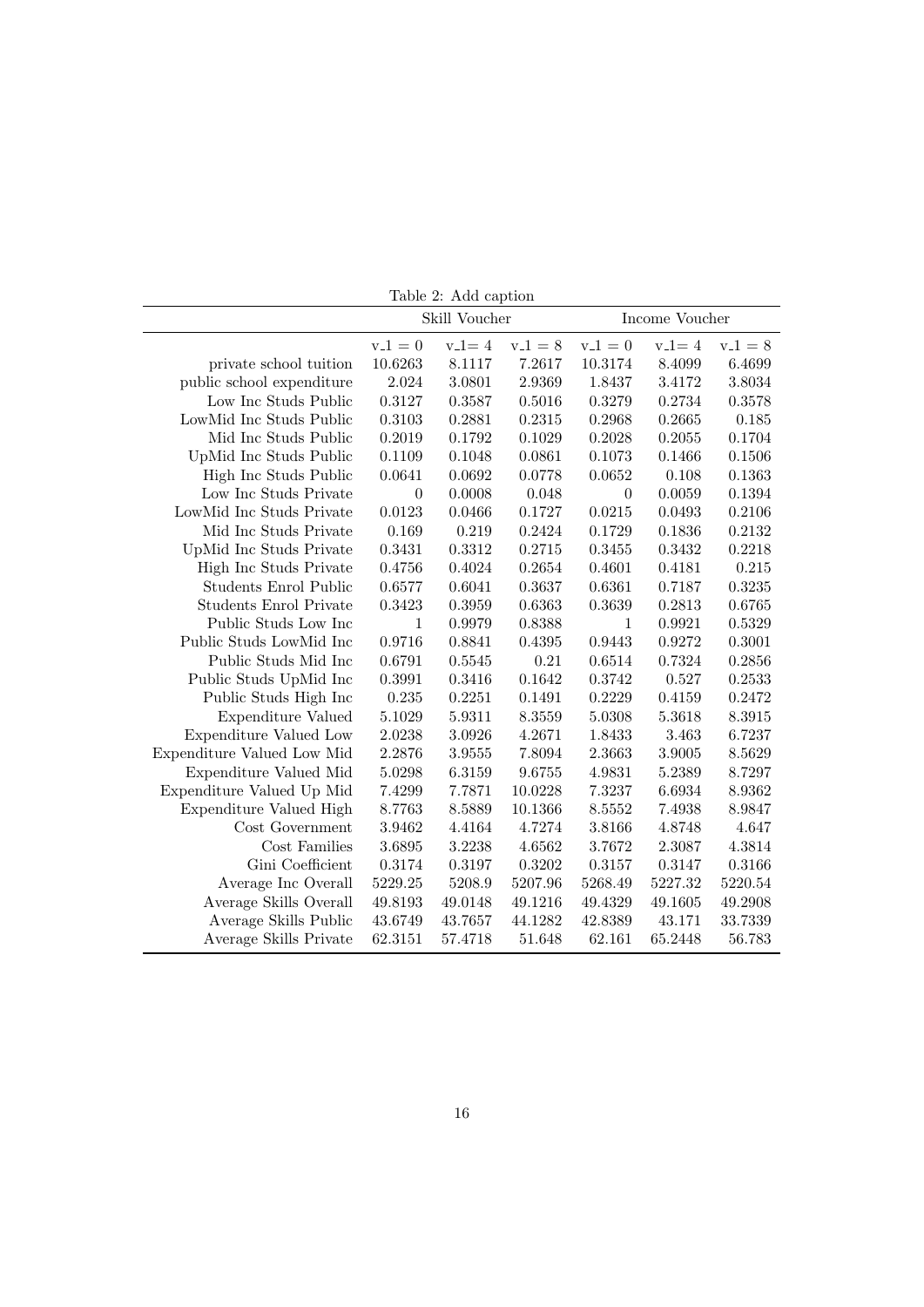Table 2: Add caption

| | Skill Voucher | | | Income Voucher | | |
|---|---|---|---|---|---|---|
| | v_1 = 0 | v_1= 4 | v_1 = 8 | v_1 = 0 | v_1= 4 | v_1 = 8 |
| private school tuition | 10.6263 | 8.1117 | 7.2617 | 10.3174 | 8.4099 | 6.4699 |
| public school expenditure | 2.024 | 3.0801 | 2.9369 | 1.8437 | 3.4172 | 3.8034 |
| Low Inc Studs Public | 0.3127 | 0.3587 | 0.5016 | 0.3279 | 0.2734 | 0.3578 |
| LowMid Inc Studs Public | 0.3103 | 0.2881 | 0.2315 | 0.2968 | 0.2665 | 0.185 |
| Mid Inc Studs Public | 0.2019 | 0.1792 | 0.1029 | 0.2028 | 0.2055 | 0.1704 |
| UpMid Inc Studs Public | 0.1109 | 0.1048 | 0.0861 | 0.1073 | 0.1466 | 0.1506 |
| High Inc Studs Public | 0.0641 | 0.0692 | 0.0778 | 0.0652 | 0.108 | 0.1363 |
| Low Inc Studs Private | 0 | 0.0008 | 0.048 | 0 | 0.0059 | 0.1394 |
| LowMid Inc Studs Private | 0.0123 | 0.0466 | 0.1727 | 0.0215 | 0.0493 | 0.2106 |
| Mid Inc Studs Private | 0.169 | 0.219 | 0.2424 | 0.1729 | 0.1836 | 0.2132 |
| UpMid Inc Studs Private | 0.3431 | 0.3312 | 0.2715 | 0.3455 | 0.3432 | 0.2218 |
| High Inc Studs Private | 0.4756 | 0.4024 | 0.2654 | 0.4601 | 0.4181 | 0.215 |
| Students Enrol Public | 0.6577 | 0.6041 | 0.3637 | 0.6361 | 0.7187 | 0.3235 |
| Students Enrol Private | 0.3423 | 0.3959 | 0.6363 | 0.3639 | 0.2813 | 0.6765 |
| Public Studs Low Inc | 1 | 0.9979 | 0.8388 | 1 | 0.9921 | 0.5329 |
| Public Studs LowMid Inc | 0.9716 | 0.8841 | 0.4395 | 0.9443 | 0.9272 | 0.3001 |
| Public Studs Mid Inc | 0.6791 | 0.5545 | 0.21 | 0.6514 | 0.7324 | 0.2856 |
| Public Studs UpMid Inc | 0.3991 | 0.3416 | 0.1642 | 0.3742 | 0.527 | 0.2533 |
| Public Studs High Inc | 0.235 | 0.2251 | 0.1491 | 0.2229 | 0.4159 | 0.2472 |
| Expenditure Valued | 5.1029 | 5.9311 | 8.3559 | 5.0308 | 5.3618 | 8.3915 |
| Expenditure Valued Low | 2.0238 | 3.0926 | 4.2671 | 1.8433 | 3.463 | 6.7237 |
| Expenditure Valued Low Mid | 2.2876 | 3.9555 | 7.8094 | 2.3663 | 3.9005 | 8.5629 |
| Expenditure Valued Mid | 5.0298 | 6.3159 | 9.6755 | 4.9831 | 5.2389 | 8.7297 |
| Expenditure Valued Up Mid | 7.4299 | 7.7871 | 10.0228 | 7.3237 | 6.6934 | 8.9362 |
| Expenditure Valued High | 8.7763 | 8.5889 | 10.1366 | 8.5552 | 7.4938 | 8.9847 |
| Cost Government | 3.9462 | 4.4164 | 4.7274 | 3.8166 | 4.8748 | 4.647 |
| Cost Families | 3.6895 | 3.2238 | 4.6562 | 3.7672 | 2.3087 | 4.3814 |
| Gini Coefficient | 0.3174 | 0.3197 | 0.3202 | 0.3157 | 0.3147 | 0.3166 |
| Average Inc Overall | 5229.25 | 5208.9 | 5207.96 | 5268.49 | 5227.32 | 5220.54 |
| Average Skills Overall | 49.8193 | 49.0148 | 49.1216 | 49.4329 | 49.1605 | 49.2908 |
| Average Skills Public | 43.6749 | 43.7657 | 44.1282 | 42.8389 | 43.171 | 33.7339 |
| Average Skills Private | 62.3151 | 57.4718 | 51.648 | 62.161 | 65.2448 | 56.783 |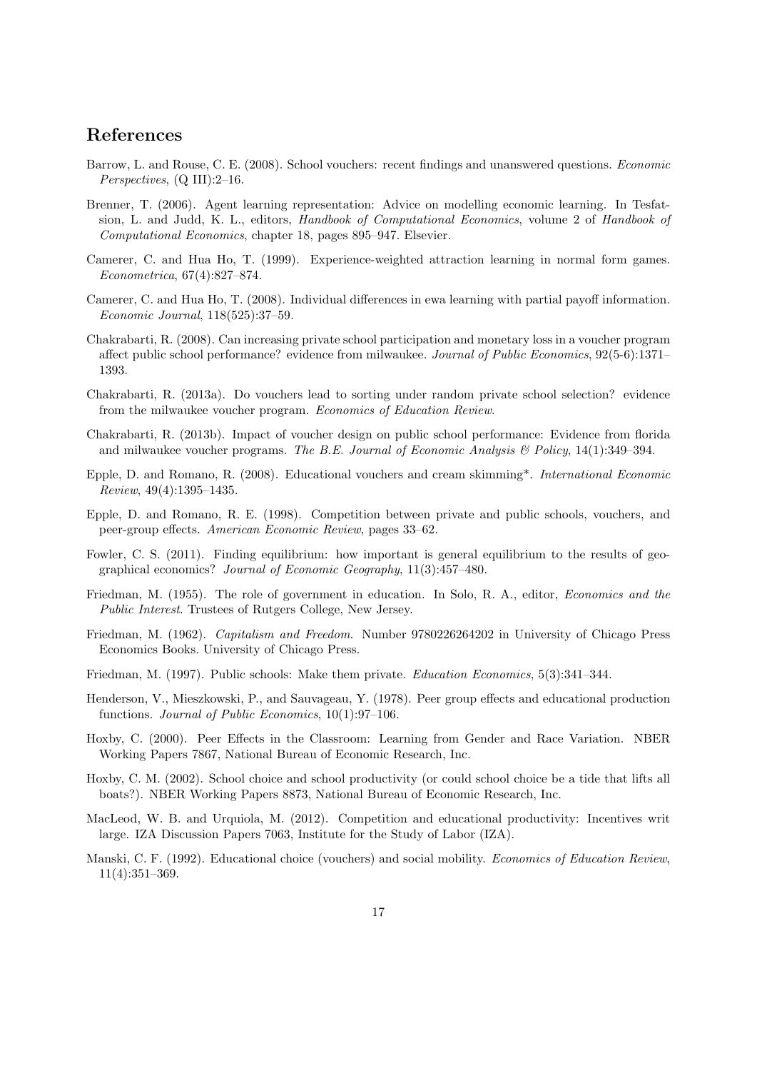## References

Barrow, L. and Rouse, C. E. (2008). School vouchers: recent findings and unanswered questions. *Economic Perspectives*, (Q III):2–16.

Brenner, T. (2006). Agent learning representation: Advice on modelling economic learning. In Tesfatsion, L. and Judd, K. L., editors, *Handbook of Computational Economics*, volume 2 of *Handbook of Computational Economics*, chapter 18, pages 895–947. Elsevier.

Camerer, C. and Hua Ho, T. (1999). Experience-weighted attraction learning in normal form games. *Econometrica*, 67(4):827–874.

Camerer, C. and Hua Ho, T. (2008). Individual differences in ewa learning with partial payoff information. *Economic Journal*, 118(525):37–59.

Chakrabarti, R. (2008). Can increasing private school participation and monetary loss in a voucher program affect public school performance? evidence from milwaukee. *Journal of Public Economics*, 92(5-6):1371–1393.

Chakrabarti, R. (2013a). Do vouchers lead to sorting under random private school selection? evidence from the milwaukee voucher program. *Economics of Education Review*.

Chakrabarti, R. (2013b). Impact of voucher design on public school performance: Evidence from florida and milwaukee voucher programs. *The B.E. Journal of Economic Analysis & Policy*, 14(1):349–394.

Epple, D. and Romano, R. (2008). Educational vouchers and cream skimming*. *International Economic Review*, 49(4):1395–1435.

Epple, D. and Romano, R. E. (1998). Competition between private and public schools, vouchers, and peer-group effects. *American Economic Review*, pages 33–62.

Fowler, C. S. (2011). Finding equilibrium: how important is general equilibrium to the results of geographical economics? *Journal of Economic Geography*, 11(3):457–480.

Friedman, M. (1955). The role of government in education. In Solo, R. A., editor, *Economics and the Public Interest*. Trustees of Rutgers College, New Jersey.

Friedman, M. (1962). *Capitalism and Freedom*. Number 9780226264202 in University of Chicago Press Economics Books. University of Chicago Press.

Friedman, M. (1997). Public schools: Make them private. *Education Economics*, 5(3):341–344.

Henderson, V., Mieszkowski, P., and Sauvageau, Y. (1978). Peer group effects and educational production functions. *Journal of Public Economics*, 10(1):97–106.

Hoxby, C. (2000). Peer Effects in the Classroom: Learning from Gender and Race Variation. NBER Working Papers 7867, National Bureau of Economic Research, Inc.

Hoxby, C. M. (2002). School choice and school productivity (or could school choice be a tide that lifts all boats?). NBER Working Papers 8873, National Bureau of Economic Research, Inc.

MacLeod, W. B. and Urquiola, M. (2012). Competition and educational productivity: Incentives writ large. IZA Discussion Papers 7063, Institute for the Study of Labor (IZA).

Manski, C. F. (1992). Educational choice (vouchers) and social mobility. *Economics of Education Review*, 11(4):351–369.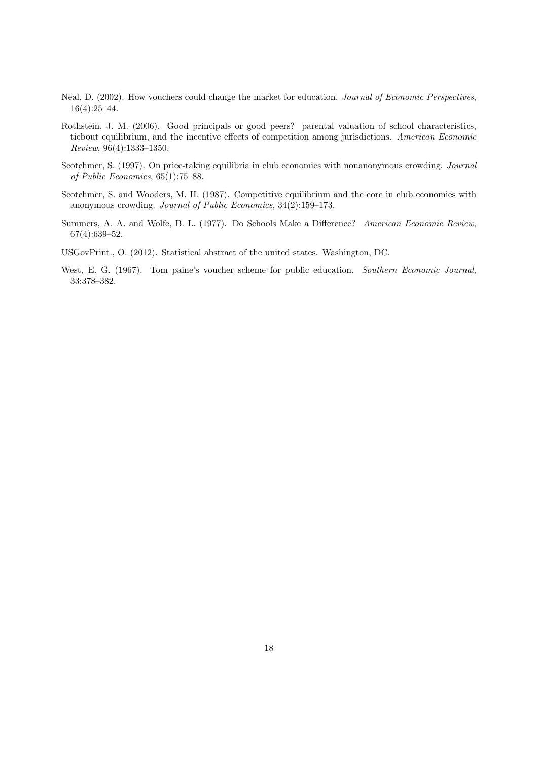Neal, D. (2002). How vouchers could change the market for education. *Journal of Economic Perspectives*, 16(4):25–44.

Rothstein, J. M. (2006). Good principals or good peers? parental valuation of school characteristics, tiebout equilibrium, and the incentive effects of competition among jurisdictions. *American Economic Review*, 96(4):1333–1350.

Scotchmer, S. (1997). On price-taking equilibria in club economies with nonanonymous crowding. *Journal of Public Economics*, 65(1):75–88.

Scotchmer, S. and Wooders, M. H. (1987). Competitive equilibrium and the core in club economies with anonymous crowding. *Journal of Public Economics*, 34(2):159–173.

Summers, A. A. and Wolfe, B. L. (1977). Do Schools Make a Difference? *American Economic Review*, 67(4):639–52.

USGovPrint., O. (2012). Statistical abstract of the united states. Washington, DC.

West, E. G. (1967). Tom paine's voucher scheme for public education. *Southern Economic Journal*, 33:378–382.